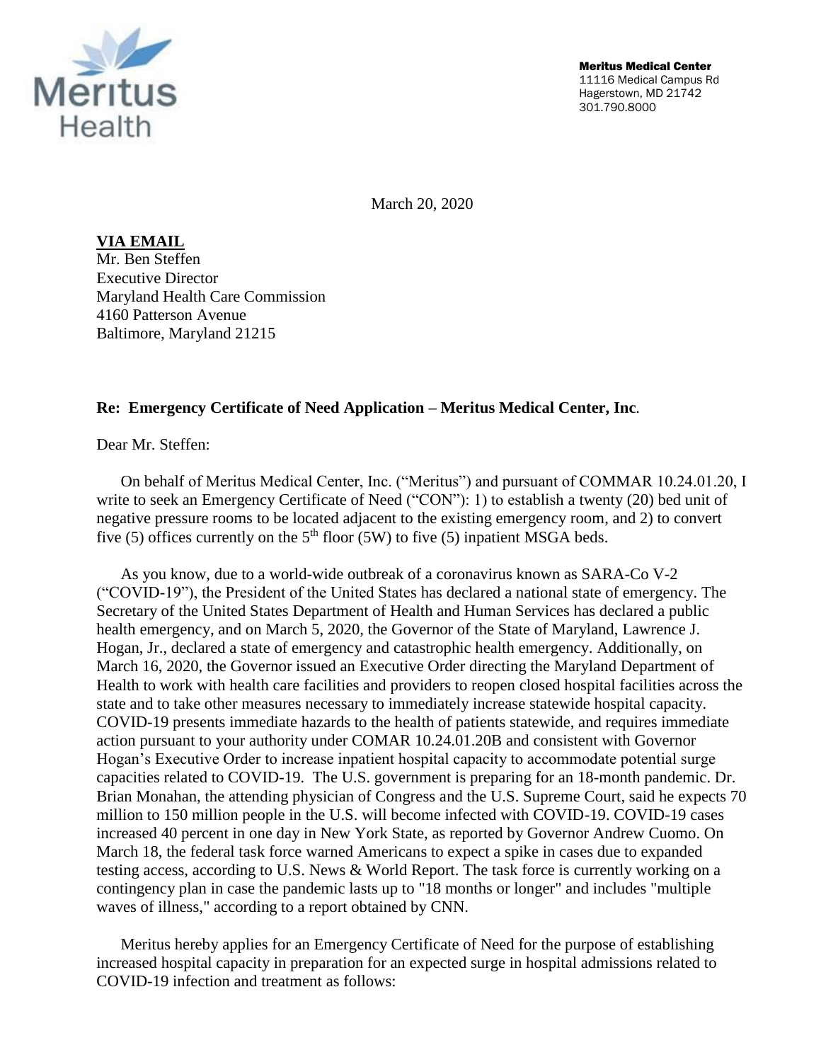Meritus Health

**Meritus Medical Center**
11116 Medical Campus Rd
Hagerstown, MD 21742
301.790.8000

March 20, 2020

**VIA EMAIL**
Mr. Ben Steffen
Executive Director
Maryland Health Care Commission
4160 Patterson Avenue
Baltimore, Maryland 21215

**Re: Emergency Certificate of Need Application – Meritus Medical Center, Inc.**

Dear Mr. Steffen:

On behalf of Meritus Medical Center, Inc. ("Meritus") and pursuant of COMMAR 10.24.01.20, I write to seek an Emergency Certificate of Need ("CON"): 1) to establish a twenty (20) bed unit of negative pressure rooms to be located adjacent to the existing emergency room, and 2) to convert five (5) offices currently on the 5th floor (5W) to five (5) inpatient MSGA beds.

As you know, due to a world-wide outbreak of a coronavirus known as SARA-Co V-2 ("COVID-19"), the President of the United States has declared a national state of emergency. The Secretary of the United States Department of Health and Human Services has declared a public health emergency, and on March 5, 2020, the Governor of the State of Maryland, Lawrence J. Hogan, Jr., declared a state of emergency and catastrophic health emergency. Additionally, on March 16, 2020, the Governor issued an Executive Order directing the Maryland Department of Health to work with health care facilities and providers to reopen closed hospital facilities across the state and to take other measures necessary to immediately increase statewide hospital capacity. COVID-19 presents immediate hazards to the health of patients statewide, and requires immediate action pursuant to your authority under COMAR 10.24.01.20B and consistent with Governor Hogan's Executive Order to increase inpatient hospital capacity to accommodate potential surge capacities related to COVID-19. The U.S. government is preparing for an 18-month pandemic. Dr. Brian Monahan, the attending physician of Congress and the U.S. Supreme Court, said he expects 70 million to 150 million people in the U.S. will become infected with COVID-19. COVID-19 cases increased 40 percent in one day in New York State, as reported by Governor Andrew Cuomo. On March 18, the federal task force warned Americans to expect a spike in cases due to expanded testing access, according to U.S. News & World Report. The task force is currently working on a contingency plan in case the pandemic lasts up to "18 months or longer" and includes "multiple waves of illness," according to a report obtained by CNN.

Meritus hereby applies for an Emergency Certificate of Need for the purpose of establishing increased hospital capacity in preparation for an expected surge in hospital admissions related to COVID-19 infection and treatment as follows: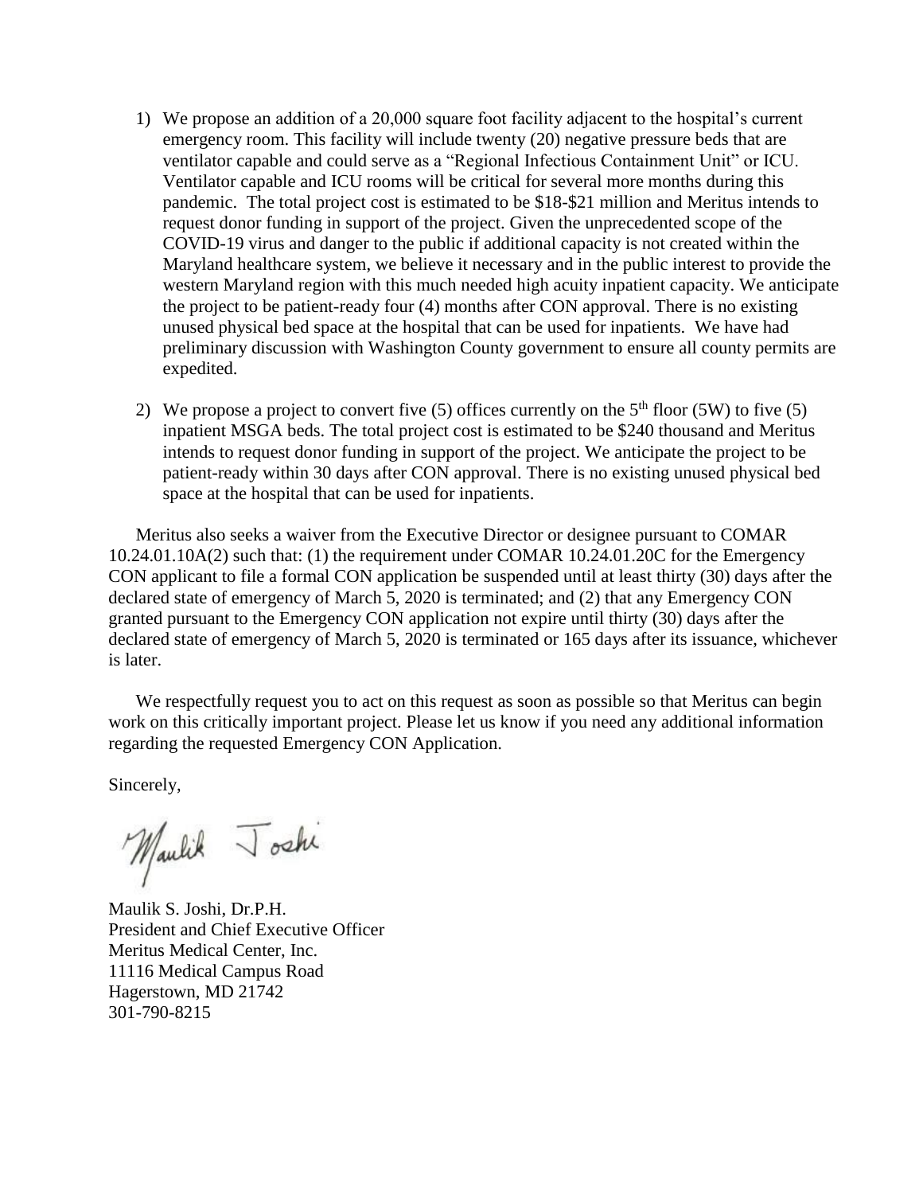1) We propose an addition of a 20,000 square foot facility adjacent to the hospital's current emergency room. This facility will include twenty (20) negative pressure beds that are ventilator capable and could serve as a "Regional Infectious Containment Unit" or ICU. Ventilator capable and ICU rooms will be critical for several more months during this pandemic. The total project cost is estimated to be $18-$21 million and Meritus intends to request donor funding in support of the project. Given the unprecedented scope of the COVID-19 virus and danger to the public if additional capacity is not created within the Maryland healthcare system, we believe it necessary and in the public interest to provide the western Maryland region with this much needed high acuity inpatient capacity. We anticipate the project to be patient-ready four (4) months after CON approval. There is no existing unused physical bed space at the hospital that can be used for inpatients. We have had preliminary discussion with Washington County government to ensure all county permits are expedited.

2) We propose a project to convert five (5) offices currently on the 5th floor (5W) to five (5) inpatient MSGA beds. The total project cost is estimated to be $240 thousand and Meritus intends to request donor funding in support of the project. We anticipate the project to be patient-ready within 30 days after CON approval. There is no existing unused physical bed space at the hospital that can be used for inpatients.

Meritus also seeks a waiver from the Executive Director or designee pursuant to COMAR 10.24.01.10A(2) such that: (1) the requirement under COMAR 10.24.01.20C for the Emergency CON applicant to file a formal CON application be suspended until at least thirty (30) days after the declared state of emergency of March 5, 2020 is terminated; and (2) that any Emergency CON granted pursuant to the Emergency CON application not expire until thirty (30) days after the declared state of emergency of March 5, 2020 is terminated or 165 days after its issuance, whichever is later.

We respectfully request you to act on this request as soon as possible so that Meritus can begin work on this critically important project. Please let us know if you need any additional information regarding the requested Emergency CON Application.

Sincerely,

Maulik Joshi

Maulik S. Joshi, Dr.P.H.
President and Chief Executive Officer
Meritus Medical Center, Inc.
11116 Medical Campus Road
Hagerstown, MD 21742
301-790-8215